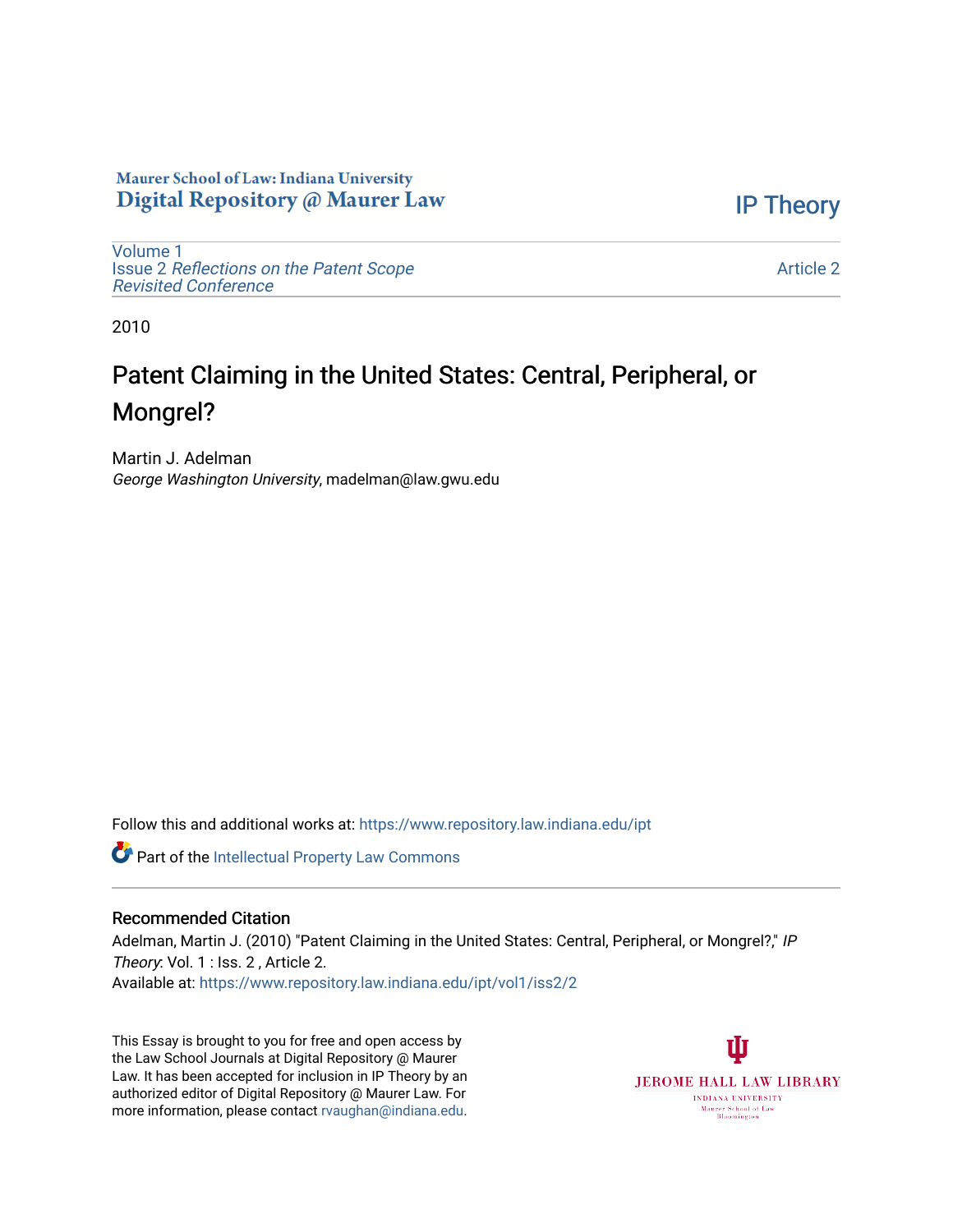Maurer School of Law: Indiana University
Digital Repository @ Maurer Law

IP Theory

Volume 1
Issue 2 *Reflections on the Patent Scope Revisited Conference*

Article 2

2010

# Patent Claiming in the United States: Central, Peripheral, or Mongrel?

Martin J. Adelman
*George Washington University*, madelman@law.gwu.edu

Follow this and additional works at: https://www.repository.law.indiana.edu/ipt

Part of the Intellectual Property Law Commons

## Recommended Citation

Adelman, Martin J. (2010) "Patent Claiming in the United States: Central, Peripheral, or Mongrel?," *IP Theory*: Vol. 1 : Iss. 2 , Article 2.
Available at: https://www.repository.law.indiana.edu/ipt/vol1/iss2/2

This Essay is brought to you for free and open access by the Law School Journals at Digital Repository @ Maurer Law. It has been accepted for inclusion in IP Theory by an authorized editor of Digital Repository @ Maurer Law. For more information, please contact rvaughan@indiana.edu.

JEROME HALL LAW LIBRARY
INDIANA UNIVERSITY
Maurer School of Law
Bloomington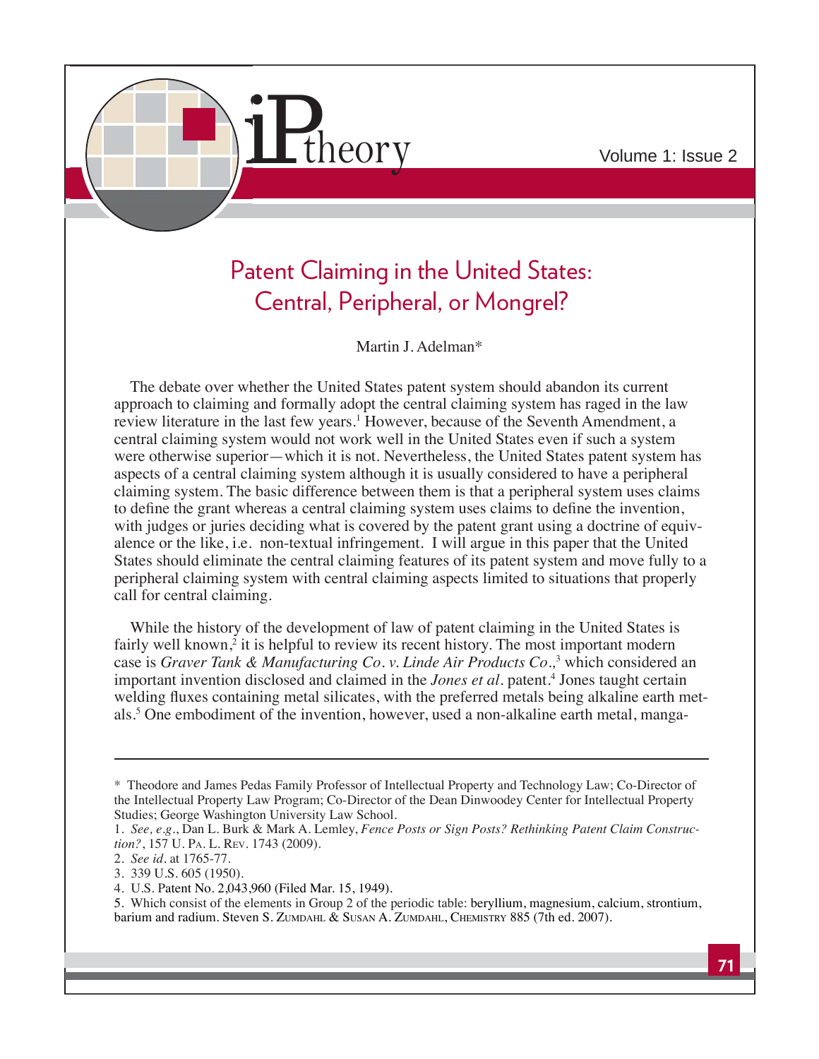# Patent Claiming in the United States: Central, Peripheral, or Mongrel?

Martin J. Adelman*

The debate over whether the United States patent system should abandon its current approach to claiming and formally adopt the central claiming system has raged in the law review literature in the last few years.[1] However, because of the Seventh Amendment, a central claiming system would not work well in the United States even if such a system were otherwise superior—which it is not. Nevertheless, the United States patent system has aspects of a central claiming system although it is usually considered to have a peripheral claiming system. The basic difference between them is that a peripheral system uses claims to define the grant whereas a central claiming system uses claims to define the invention, with judges or juries deciding what is covered by the patent grant using a doctrine of equivalence or the like, i.e. non-textual infringement. I will argue in this paper that the United States should eliminate the central claiming features of its patent system and move fully to a peripheral claiming system with central claiming aspects limited to situations that properly call for central claiming.

While the history of the development of law of patent claiming in the United States is fairly well known,[2] it is helpful to review its recent history. The most important modern case is *Graver Tank & Manufacturing Co. v. Linde Air Products Co.*,[3] which considered an important invention disclosed and claimed in the *Jones et al.* patent.[4] Jones taught certain welding fluxes containing metal silicates, with the preferred metals being alkaline earth metals.[5] One embodiment of the invention, however, used a non-alkaline earth metal, manga-

---

\* Theodore and James Pedas Family Professor of Intellectual Property and Technology Law; Co-Director of the Intellectual Property Law Program; Co-Director of the Dean Dinwoodey Center for Intellectual Property Studies; George Washington University Law School.

1. *See, e.g.*, Dan L. Burk & Mark A. Lemley, *Fence Posts or Sign Posts? Rethinking Patent Claim Construction?*, 157 U. Pa. L. Rev. 1743 (2009).

2. *See id.* at 1765-77.

3. 339 U.S. 605 (1950).

4. U.S. Patent No. 2,043,960 (Filed Mar. 15, 1949).

5. Which consist of the elements in Group 2 of the periodic table: beryllium, magnesium, calcium, strontium, barium and radium. Steven S. Zumdahl & Susan A. Zumdahl, Chemistry 885 (7th ed. 2007).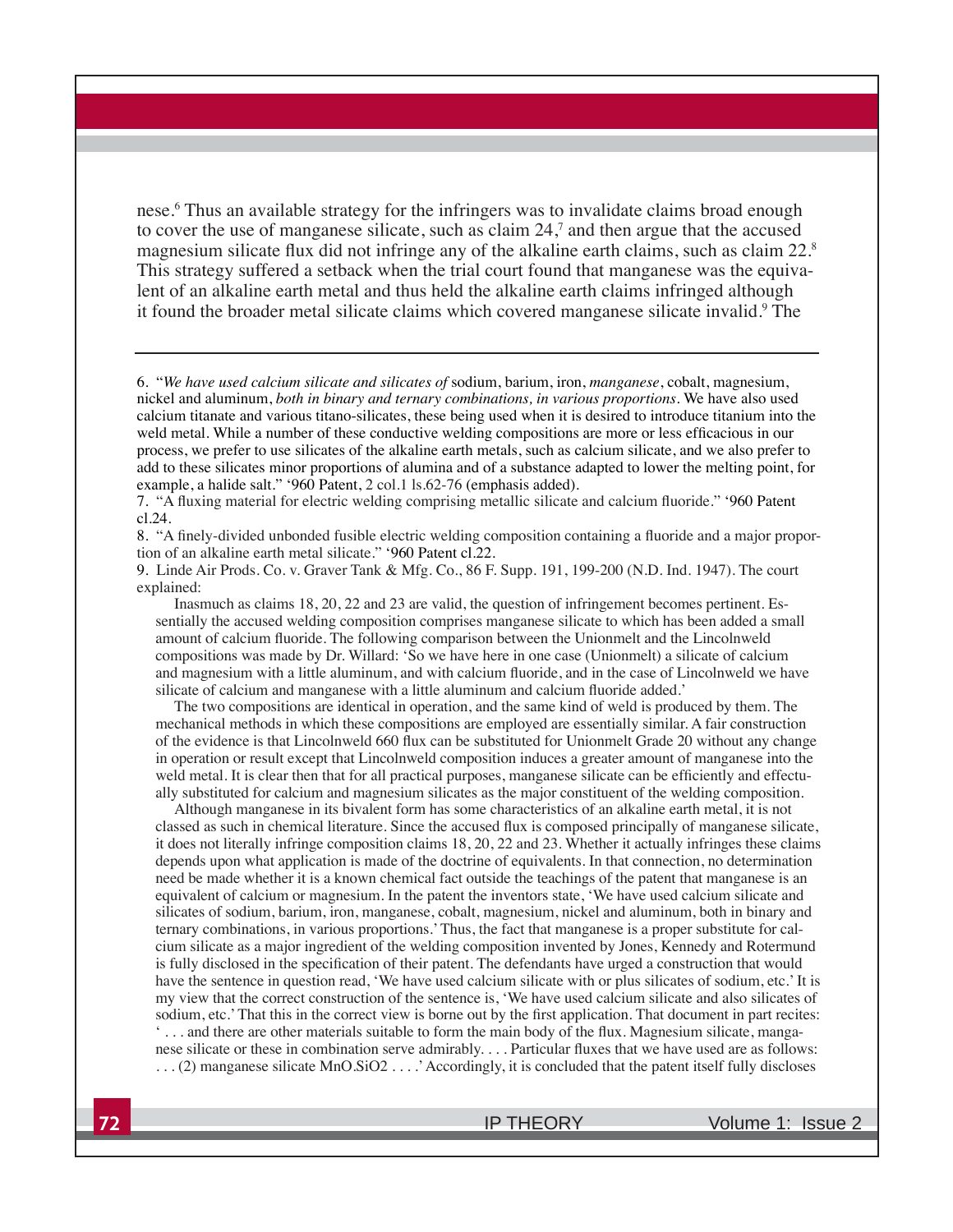nese.[6] Thus an available strategy for the infringers was to invalidate claims broad enough to cover the use of manganese silicate, such as claim 24,[7] and then argue that the accused magnesium silicate flux did not infringe any of the alkaline earth claims, such as claim 22.[8] This strategy suffered a setback when the trial court found that manganese was the equivalent of an alkaline earth metal and thus held the alkaline earth claims infringed although it found the broader metal silicate claims which covered manganese silicate invalid.[9] The

---

6. "*We have used calcium silicate and silicates of* sodium, barium, iron, *manganese*, cobalt, magnesium, nickel and aluminum, *both in binary and ternary combinations, in various proportions*. We have also used calcium titanate and various titano-silicates, these being used when it is desired to introduce titanium into the weld metal. While a number of these conductive welding compositions are more or less efficacious in our process, we prefer to use silicates of the alkaline earth metals, such as calcium silicate, and we also prefer to add to these silicates minor proportions of alumina and of a substance adapted to lower the melting point, for example, a halide salt." '960 Patent, 2 col.1 ls.62-76 (emphasis added).

7. "A fluxing material for electric welding comprising metallic silicate and calcium fluoride." '960 Patent cl.24.

8. "A finely-divided unbonded fusible electric welding composition containing a fluoride and a major proportion of an alkaline earth metal silicate." '960 Patent cl.22.

9. Linde Air Prods. Co. v. Graver Tank & Mfg. Co., 86 F. Supp. 191, 199-200 (N.D. Ind. 1947). The court explained:

> Inasmuch as claims 18, 20, 22 and 23 are valid, the question of infringement becomes pertinent. Essentially the accused welding composition comprises manganese silicate to which has been added a small amount of calcium fluoride. The following comparison between the Unionmelt and the Lincolnweld compositions was made by Dr. Willard: 'So we have here in one case (Unionmelt) a silicate of calcium and magnesium with a little aluminum, and with calcium fluoride, and in the case of Lincolnweld we have silicate of calcium and manganese with a little aluminum and calcium fluoride added.'
>
> The two compositions are identical in operation, and the same kind of weld is produced by them. The mechanical methods in which these compositions are employed are essentially similar. A fair construction of the evidence is that Lincolnweld 660 flux can be substituted for Unionmelt Grade 20 without any change in operation or result except that Lincolnweld composition induces a greater amount of manganese into the weld metal. It is clear then that for all practical purposes, manganese silicate can be efficiently and effectually substituted for calcium and magnesium silicates as the major constituent of the welding composition.
>
> Although manganese in its bivalent form has some characteristics of an alkaline earth metal, it is not classed as such in chemical literature. Since the accused flux is composed principally of manganese silicate, it does not literally infringe composition claims 18, 20, 22 and 23. Whether it actually infringes these claims depends upon what application is made of the doctrine of equivalents. In that connection, no determination need be made whether it is a known chemical fact outside the teachings of the patent that manganese is an equivalent of calcium or magnesium. In the patent the inventors state, 'We have used calcium silicate and silicates of sodium, barium, iron, manganese, cobalt, magnesium, nickel and aluminum, both in binary and ternary combinations, in various proportions.' Thus, the fact that manganese is a proper substitute for calcium silicate as a major ingredient of the welding composition invented by Jones, Kennedy and Rotermund is fully disclosed in the specification of their patent. The defendants have urged a construction that would have the sentence in question read, 'We have used calcium silicate with or plus silicates of sodium, etc.' It is my view that the correct construction of the sentence is, 'We have used calcium silicate and also silicates of sodium, etc.' That this in the correct view is borne out by the first application. That document in part recites: ' . . . and there are other materials suitable to form the main body of the flux. Magnesium silicate, manganese silicate or these in combination serve admirably. . . . Particular fluxes that we have used are as follows: . . . (2) manganese silicate $MnO.SiO_2$ . . . .' Accordingly, it is concluded that the patent itself fully discloses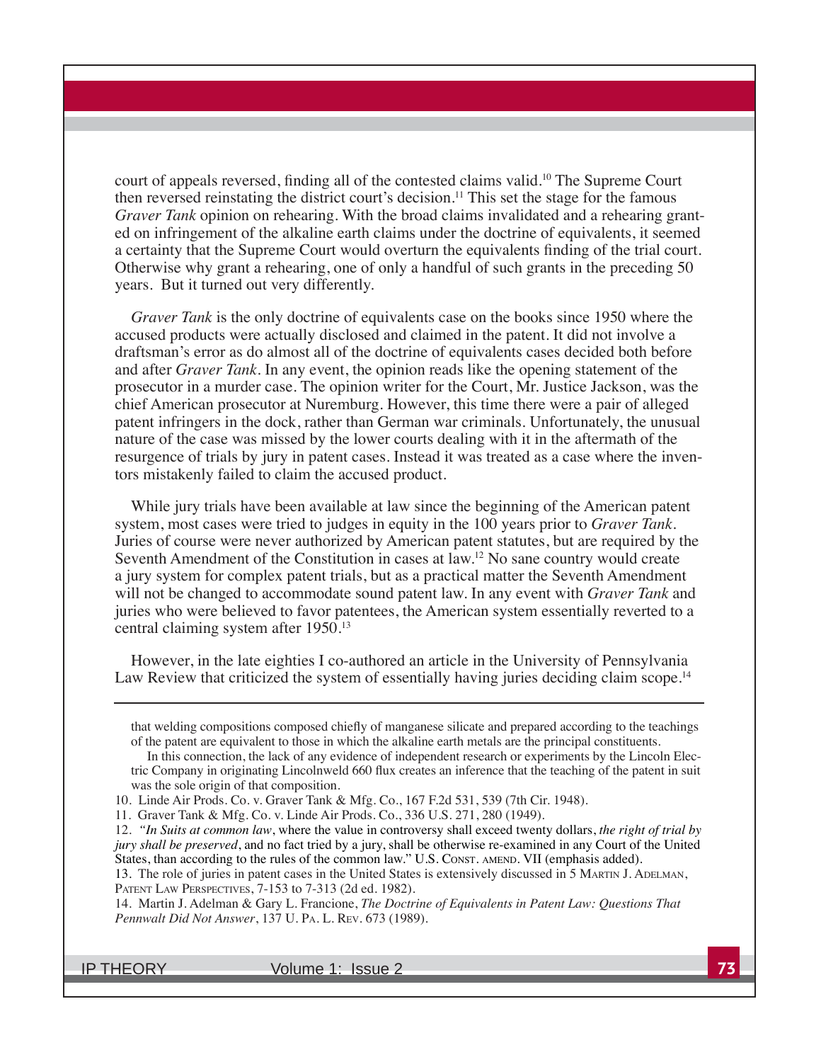court of appeals reversed, finding all of the contested claims valid.[10] The Supreme Court then reversed reinstating the district court's decision.[11] This set the stage for the famous *Graver Tank* opinion on rehearing. With the broad claims invalidated and a rehearing granted on infringement of the alkaline earth claims under the doctrine of equivalents, it seemed a certainty that the Supreme Court would overturn the equivalents finding of the trial court. Otherwise why grant a rehearing, one of only a handful of such grants in the preceding 50 years. But it turned out very differently.

*Graver Tank* is the only doctrine of equivalents case on the books since 1950 where the accused products were actually disclosed and claimed in the patent. It did not involve a draftsman's error as do almost all of the doctrine of equivalents cases decided both before and after *Graver Tank*. In any event, the opinion reads like the opening statement of the prosecutor in a murder case. The opinion writer for the Court, Mr. Justice Jackson, was the chief American prosecutor at Nuremburg. However, this time there were a pair of alleged patent infringers in the dock, rather than German war criminals. Unfortunately, the unusual nature of the case was missed by the lower courts dealing with it in the aftermath of the resurgence of trials by jury in patent cases. Instead it was treated as a case where the inventors mistakenly failed to claim the accused product.

While jury trials have been available at law since the beginning of the American patent system, most cases were tried to judges in equity in the 100 years prior to *Graver Tank*. Juries of course were never authorized by American patent statutes, but are required by the Seventh Amendment of the Constitution in cases at law.[12] No sane country would create a jury system for complex patent trials, but as a practical matter the Seventh Amendment will not be changed to accommodate sound patent law. In any event with *Graver Tank* and juries who were believed to favor patentees, the American system essentially reverted to a central claiming system after 1950.[13]

However, in the late eighties I co-authored an article in the University of Pennsylvania Law Review that criticized the system of essentially having juries deciding claim scope.[14]

---

that welding compositions composed chiefly of manganese silicate and prepared according to the teachings of the patent are equivalent to those in which the alkaline earth metals are the principal constituents.

In this connection, the lack of any evidence of independent research or experiments by the Lincoln Electric Company in originating Lincolnweld 660 flux creates an inference that the teaching of the patent in suit was the sole origin of that composition.

10. Linde Air Prods. Co. v. Graver Tank & Mfg. Co., 167 F.2d 531, 539 (7th Cir. 1948).

11. Graver Tank & Mfg. Co. v. Linde Air Prods. Co., 336 U.S. 271, 280 (1949).

12. *"In Suits at common law*, where the value in controversy shall exceed twenty dollars, *the right of trial by jury shall be preserved*, and no fact tried by a jury, shall be otherwise re-examined in any Court of the United States, than according to the rules of the common law." U.S. Const. amend. VII (emphasis added).

13. The role of juries in patent cases in the United States is extensively discussed in 5 Martin J. Adelman, Patent Law Perspectives, 7-153 to 7-313 (2d ed. 1982).

14. Martin J. Adelman & Gary L. Francione, *The Doctrine of Equivalents in Patent Law: Questions That Pennwalt Did Not Answer*, 137 U. Pa. L. Rev. 673 (1989).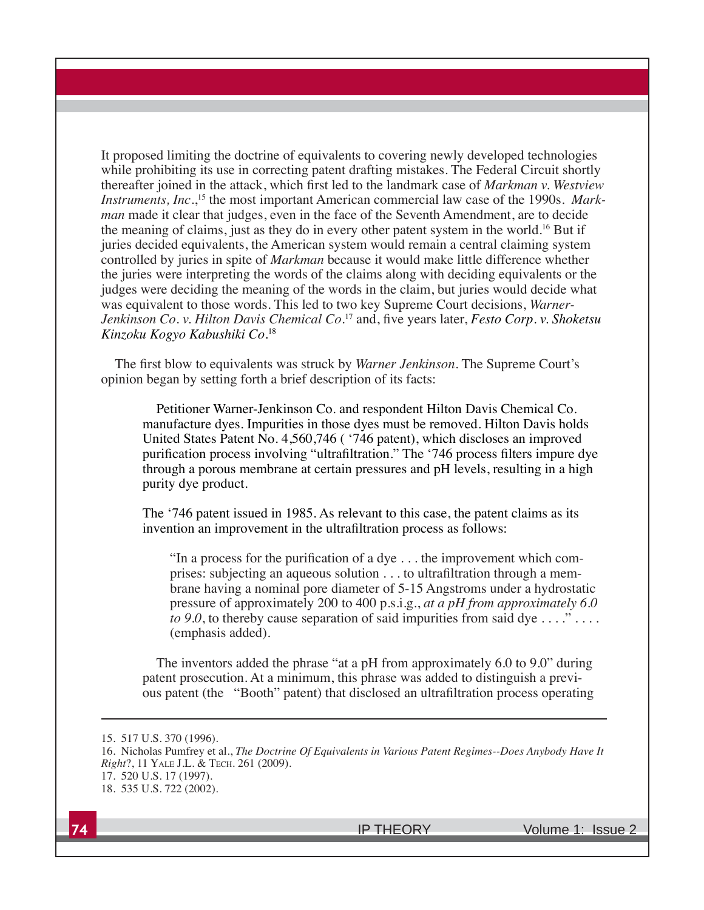It proposed limiting the doctrine of equivalents to covering newly developed technologies while prohibiting its use in correcting patent drafting mistakes. The Federal Circuit shortly thereafter joined in the attack, which first led to the landmark case of *Markman v. Westview Instruments, Inc.*,[15] the most important American commercial law case of the 1990s. *Markman* made it clear that judges, even in the face of the Seventh Amendment, are to decide the meaning of claims, just as they do in every other patent system in the world.[16] But if juries decided equivalents, the American system would remain a central claiming system controlled by juries in spite of *Markman* because it would make little difference whether the juries were interpreting the words of the claims along with deciding equivalents or the judges were deciding the meaning of the words in the claim, but juries would decide what was equivalent to those words. This led to two key Supreme Court decisions, *Warner-Jenkinson Co. v. Hilton Davis Chemical Co.*[17] and, five years later, *Festo Corp. v. Shoketsu Kinzoku Kogyo Kabushiki Co.*[18]

The first blow to equivalents was struck by *Warner Jenkinson*. The Supreme Court's opinion began by setting forth a brief description of its facts:

> Petitioner Warner-Jenkinson Co. and respondent Hilton Davis Chemical Co. manufacture dyes. Impurities in those dyes must be removed. Hilton Davis holds United States Patent No. 4,560,746 ( '746 patent), which discloses an improved purification process involving "ultrafiltration." The '746 process filters impure dye through a porous membrane at certain pressures and pH levels, resulting in a high purity dye product.
>
> The '746 patent issued in 1985. As relevant to this case, the patent claims as its invention an improvement in the ultrafiltration process as follows:
>
> > "In a process for the purification of a dye . . . the improvement which comprises: subjecting an aqueous solution . . . to ultrafiltration through a membrane having a nominal pore diameter of 5-15 Angstroms under a hydrostatic pressure of approximately 200 to 400 p.s.i.g., *at a pH from approximately 6.0 to 9.0*, to thereby cause separation of said impurities from said dye . . . ." . . . . (emphasis added).
>
> The inventors added the phrase "at a pH from approximately 6.0 to 9.0" during patent prosecution. At a minimum, this phrase was added to distinguish a previous patent (the "Booth" patent) that disclosed an ultrafiltration process operating

---

15. 517 U.S. 370 (1996).

16. Nicholas Pumfrey et al., *The Doctrine Of Equivalents in Various Patent Regimes--Does Anybody Have It Right*?, 11 Yale J.L. & Tech. 261 (2009).

17. 520 U.S. 17 (1997).

18. 535 U.S. 722 (2002).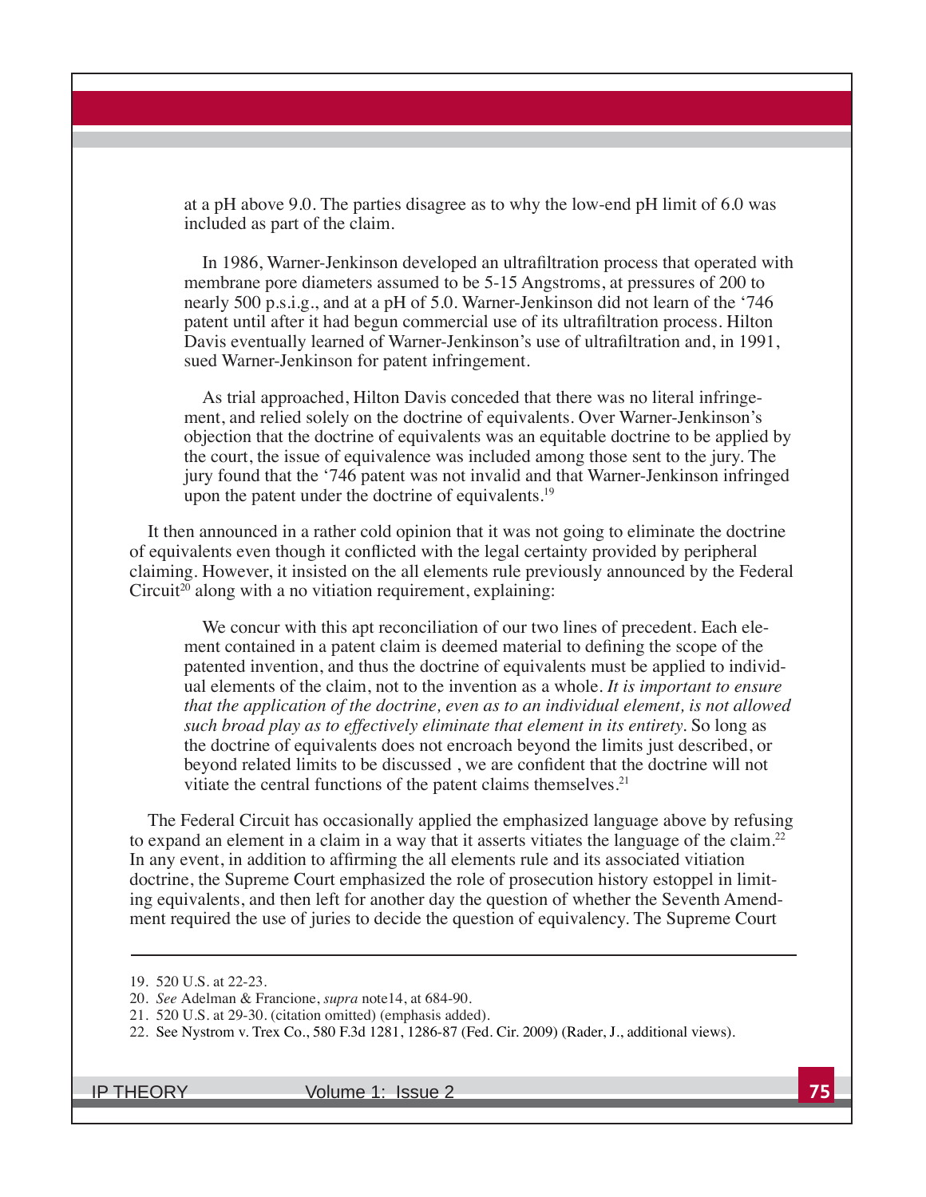> at a pH above 9.0. The parties disagree as to why the low-end pH limit of 6.0 was included as part of the claim.
>
> In 1986, Warner-Jenkinson developed an ultrafiltration process that operated with membrane pore diameters assumed to be 5-15 Angstroms, at pressures of 200 to nearly 500 p.s.i.g., and at a pH of 5.0. Warner-Jenkinson did not learn of the '746 patent until after it had begun commercial use of its ultrafiltration process. Hilton Davis eventually learned of Warner-Jenkinson's use of ultrafiltration and, in 1991, sued Warner-Jenkinson for patent infringement.
>
> As trial approached, Hilton Davis conceded that there was no literal infringement, and relied solely on the doctrine of equivalents. Over Warner-Jenkinson's objection that the doctrine of equivalents was an equitable doctrine to be applied by the court, the issue of equivalence was included among those sent to the jury. The jury found that the '746 patent was not invalid and that Warner-Jenkinson infringed upon the patent under the doctrine of equivalents.[19]

It then announced in a rather cold opinion that it was not going to eliminate the doctrine of equivalents even though it conflicted with the legal certainty provided by peripheral claiming. However, it insisted on the all elements rule previously announced by the Federal Circuit[20] along with a no vitiation requirement, explaining:

> We concur with this apt reconciliation of our two lines of precedent. Each element contained in a patent claim is deemed material to defining the scope of the patented invention, and thus the doctrine of equivalents must be applied to individual elements of the claim, not to the invention as a whole. *It is important to ensure that the application of the doctrine, even as to an individual element, is not allowed such broad play as to effectively eliminate that element in its entirety.* So long as the doctrine of equivalents does not encroach beyond the limits just described, or beyond related limits to be discussed , we are confident that the doctrine will not vitiate the central functions of the patent claims themselves.[21]

The Federal Circuit has occasionally applied the emphasized language above by refusing to expand an element in a claim in a way that it asserts vitiates the language of the claim.[22] In any event, in addition to affirming the all elements rule and its associated vitiation doctrine, the Supreme Court emphasized the role of prosecution history estoppel in limiting equivalents, and then left for another day the question of whether the Seventh Amendment required the use of juries to decide the question of equivalency. The Supreme Court

---

19. 520 U.S. at 22-23.
20. *See* Adelman & Francione, *supra* note14, at 684-90.
21. 520 U.S. at 29-30. (citation omitted) (emphasis added).
22. See Nystrom v. Trex Co., 580 F.3d 1281, 1286-87 (Fed. Cir. 2009) (Rader, J., additional views).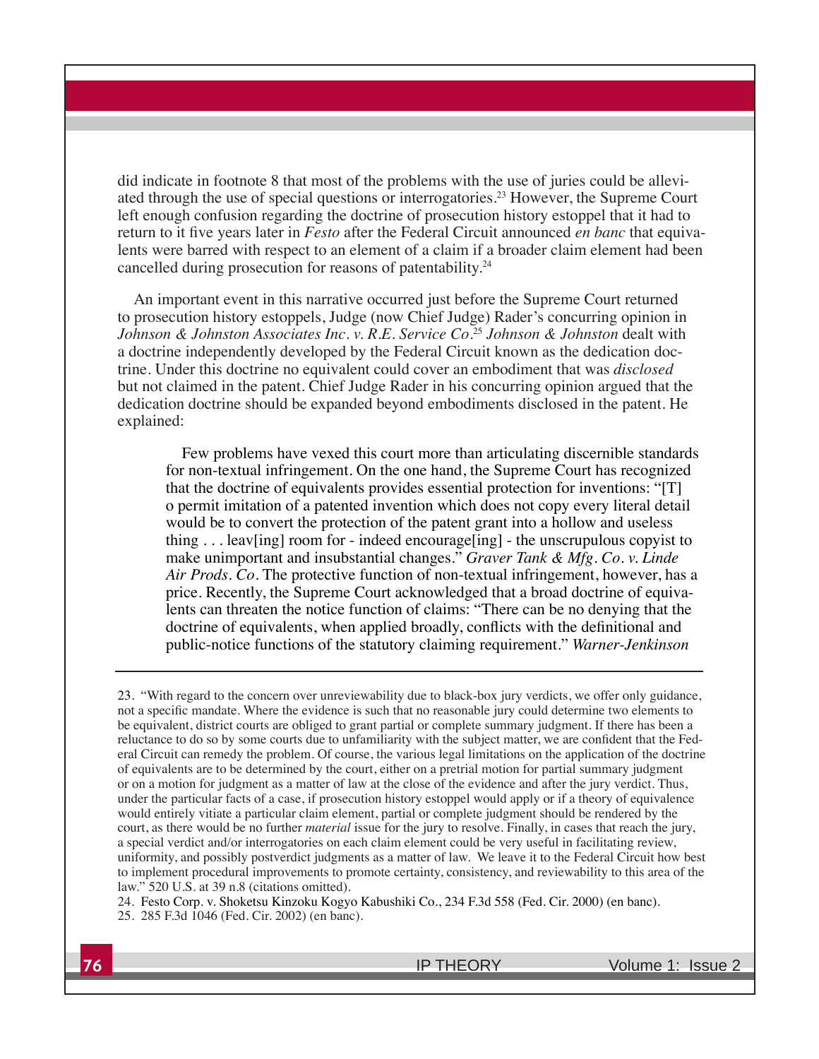did indicate in footnote 8 that most of the problems with the use of juries could be alleviated through the use of special questions or interrogatories.[23] However, the Supreme Court left enough confusion regarding the doctrine of prosecution history estoppel that it had to return to it five years later in *Festo* after the Federal Circuit announced *en banc* that equivalents were barred with respect to an element of a claim if a broader claim element had been cancelled during prosecution for reasons of patentability.[24]

An important event in this narrative occurred just before the Supreme Court returned to prosecution history estoppels, Judge (now Chief Judge) Rader's concurring opinion in *Johnson & Johnston Associates Inc. v. R.E. Service Co*.[25] *Johnson & Johnston* dealt with a doctrine independently developed by the Federal Circuit known as the dedication doctrine. Under this doctrine no equivalent could cover an embodiment that was *disclosed* but not claimed in the patent. Chief Judge Rader in his concurring opinion argued that the dedication doctrine should be expanded beyond embodiments disclosed in the patent. He explained:

> Few problems have vexed this court more than articulating discernible standards for non-textual infringement. On the one hand, the Supreme Court has recognized that the doctrine of equivalents provides essential protection for inventions: "[T]o permit imitation of a patented invention which does not copy every literal detail would be to convert the protection of the patent grant into a hollow and useless thing . . . leav[ing] room for - indeed encourage[ing] - the unscrupulous copyist to make unimportant and insubstantial changes." *Graver Tank & Mfg. Co. v. Linde Air Prods. Co.* The protective function of non-textual infringement, however, has a price. Recently, the Supreme Court acknowledged that a broad doctrine of equivalents can threaten the notice function of claims: "There can be no denying that the doctrine of equivalents, when applied broadly, conflicts with the definitional and public-notice functions of the statutory claiming requirement." *Warner-Jenkinson*

---

23. "With regard to the concern over unreviewability due to black-box jury verdicts, we offer only guidance, not a specific mandate. Where the evidence is such that no reasonable jury could determine two elements to be equivalent, district courts are obliged to grant partial or complete summary judgment. If there has been a reluctance to do so by some courts due to unfamiliarity with the subject matter, we are confident that the Federal Circuit can remedy the problem. Of course, the various legal limitations on the application of the doctrine of equivalents are to be determined by the court, either on a pretrial motion for partial summary judgment or on a motion for judgment as a matter of law at the close of the evidence and after the jury verdict. Thus, under the particular facts of a case, if prosecution history estoppel would apply or if a theory of equivalence would entirely vitiate a particular claim element, partial or complete judgment should be rendered by the court, as there would be no further *material* issue for the jury to resolve. Finally, in cases that reach the jury, a special verdict and/or interrogatories on each claim element could be very useful in facilitating review, uniformity, and possibly postverdict judgments as a matter of law. We leave it to the Federal Circuit how best to implement procedural improvements to promote certainty, consistency, and reviewability to this area of the law." 520 U.S. at 39 n.8 (citations omitted).

24. Festo Corp. v. Shoketsu Kinzoku Kogyo Kabushiki Co., 234 F.3d 558 (Fed. Cir. 2000) (en banc).

25. 285 F.3d 1046 (Fed. Cir. 2002) (en banc).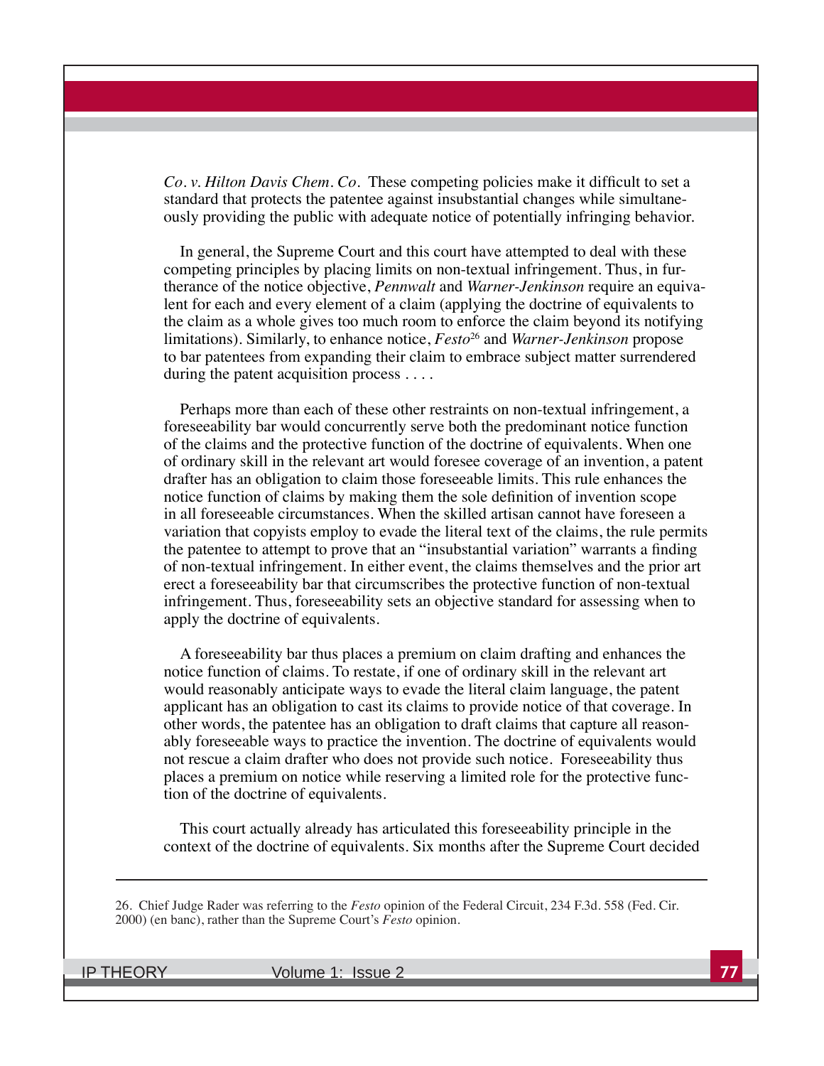*Co. v. Hilton Davis Chem. Co.* These competing policies make it difficult to set a standard that protects the patentee against insubstantial changes while simultaneously providing the public with adequate notice of potentially infringing behavior.

In general, the Supreme Court and this court have attempted to deal with these competing principles by placing limits on non-textual infringement. Thus, in furtherance of the notice objective, *Pennwalt* and *Warner-Jenkinson* require an equivalent for each and every element of a claim (applying the doctrine of equivalents to the claim as a whole gives too much room to enforce the claim beyond its notifying limitations). Similarly, to enhance notice, *Festo*[26] and *Warner-Jenkinson* propose to bar patentees from expanding their claim to embrace subject matter surrendered during the patent acquisition process . . . .

Perhaps more than each of these other restraints on non-textual infringement, a foreseeability bar would concurrently serve both the predominant notice function of the claims and the protective function of the doctrine of equivalents. When one of ordinary skill in the relevant art would foresee coverage of an invention, a patent drafter has an obligation to claim those foreseeable limits. This rule enhances the notice function of claims by making them the sole definition of invention scope in all foreseeable circumstances. When the skilled artisan cannot have foreseen a variation that copyists employ to evade the literal text of the claims, the rule permits the patentee to attempt to prove that an "insubstantial variation" warrants a finding of non-textual infringement. In either event, the claims themselves and the prior art erect a foreseeability bar that circumscribes the protective function of non-textual infringement. Thus, foreseeability sets an objective standard for assessing when to apply the doctrine of equivalents.

A foreseeability bar thus places a premium on claim drafting and enhances the notice function of claims. To restate, if one of ordinary skill in the relevant art would reasonably anticipate ways to evade the literal claim language, the patent applicant has an obligation to cast its claims to provide notice of that coverage. In other words, the patentee has an obligation to draft claims that capture all reasonably foreseeable ways to practice the invention. The doctrine of equivalents would not rescue a claim drafter who does not provide such notice. Foreseeability thus places a premium on notice while reserving a limited role for the protective function of the doctrine of equivalents.

This court actually already has articulated this foreseeability principle in the context of the doctrine of equivalents. Six months after the Supreme Court decided

---

26. Chief Judge Rader was referring to the *Festo* opinion of the Federal Circuit, 234 F.3d. 558 (Fed. Cir. 2000) (en banc), rather than the Supreme Court's *Festo* opinion.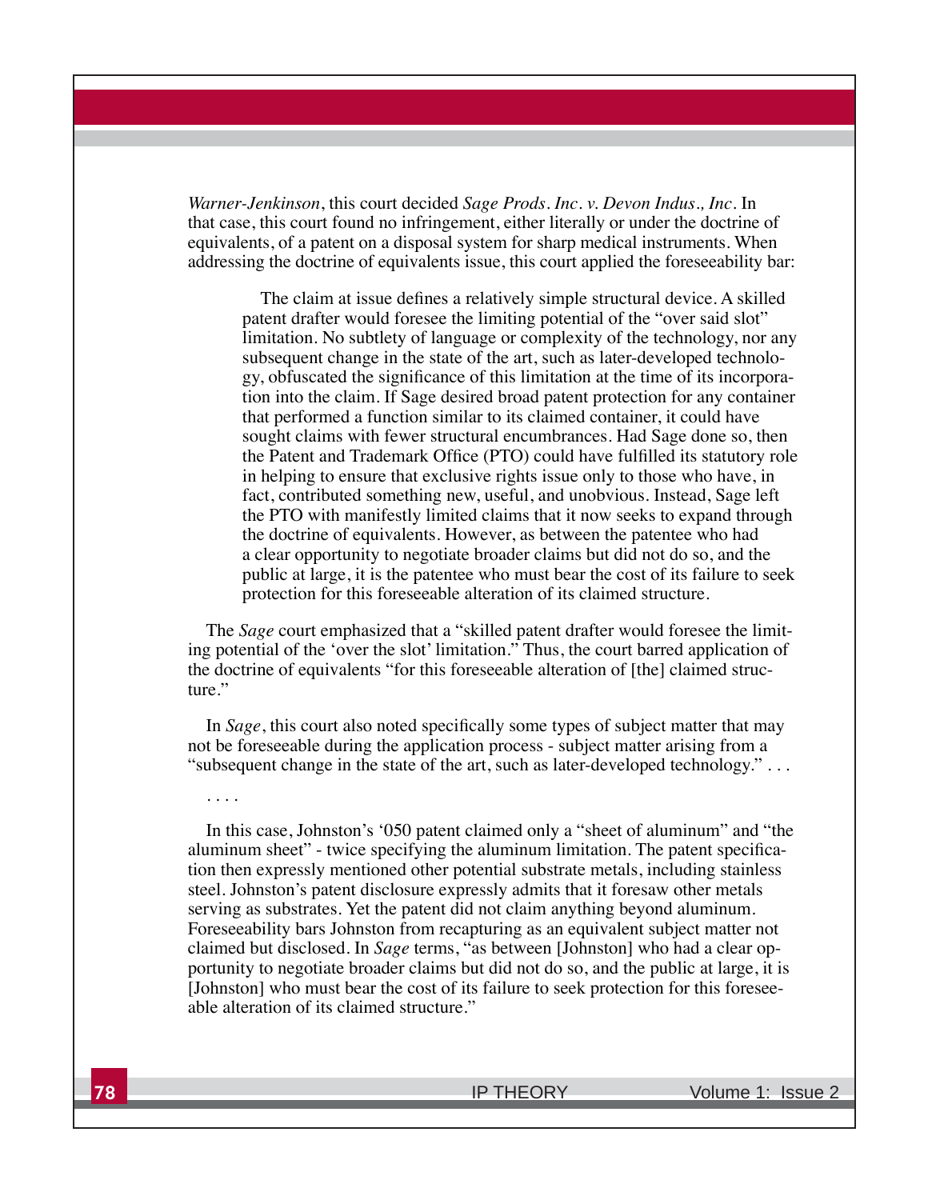*Warner-Jenkinson*, this court decided *Sage Prods. Inc. v. Devon Indus., Inc.* In that case, this court found no infringement, either literally or under the doctrine of equivalents, of a patent on a disposal system for sharp medical instruments. When addressing the doctrine of equivalents issue, this court applied the foreseeability bar:

> The claim at issue defines a relatively simple structural device. A skilled patent drafter would foresee the limiting potential of the "over said slot" limitation. No subtlety of language or complexity of the technology, nor any subsequent change in the state of the art, such as later-developed technology, obfuscated the significance of this limitation at the time of its incorporation into the claim. If Sage desired broad patent protection for any container that performed a function similar to its claimed container, it could have sought claims with fewer structural encumbrances. Had Sage done so, then the Patent and Trademark Office (PTO) could have fulfilled its statutory role in helping to ensure that exclusive rights issue only to those who have, in fact, contributed something new, useful, and unobvious. Instead, Sage left the PTO with manifestly limited claims that it now seeks to expand through the doctrine of equivalents. However, as between the patentee who had a clear opportunity to negotiate broader claims but did not do so, and the public at large, it is the patentee who must bear the cost of its failure to seek protection for this foreseeable alteration of its claimed structure.

The *Sage* court emphasized that a "skilled patent drafter would foresee the limiting potential of the 'over the slot' limitation." Thus, the court barred application of the doctrine of equivalents "for this foreseeable alteration of [the] claimed structure."

In *Sage*, this court also noted specifically some types of subject matter that may not be foreseeable during the application process - subject matter arising from a "subsequent change in the state of the art, such as later-developed technology." . . .

. . . .

In this case, Johnston's '050 patent claimed only a "sheet of aluminum" and "the aluminum sheet" - twice specifying the aluminum limitation. The patent specification then expressly mentioned other potential substrate metals, including stainless steel. Johnston's patent disclosure expressly admits that it foresaw other metals serving as substrates. Yet the patent did not claim anything beyond aluminum. Foreseeability bars Johnston from recapturing as an equivalent subject matter not claimed but disclosed. In *Sage* terms, "as between [Johnston] who had a clear opportunity to negotiate broader claims but did not do so, and the public at large, it is [Johnston] who must bear the cost of its failure to seek protection for this foreseeable alteration of its claimed structure."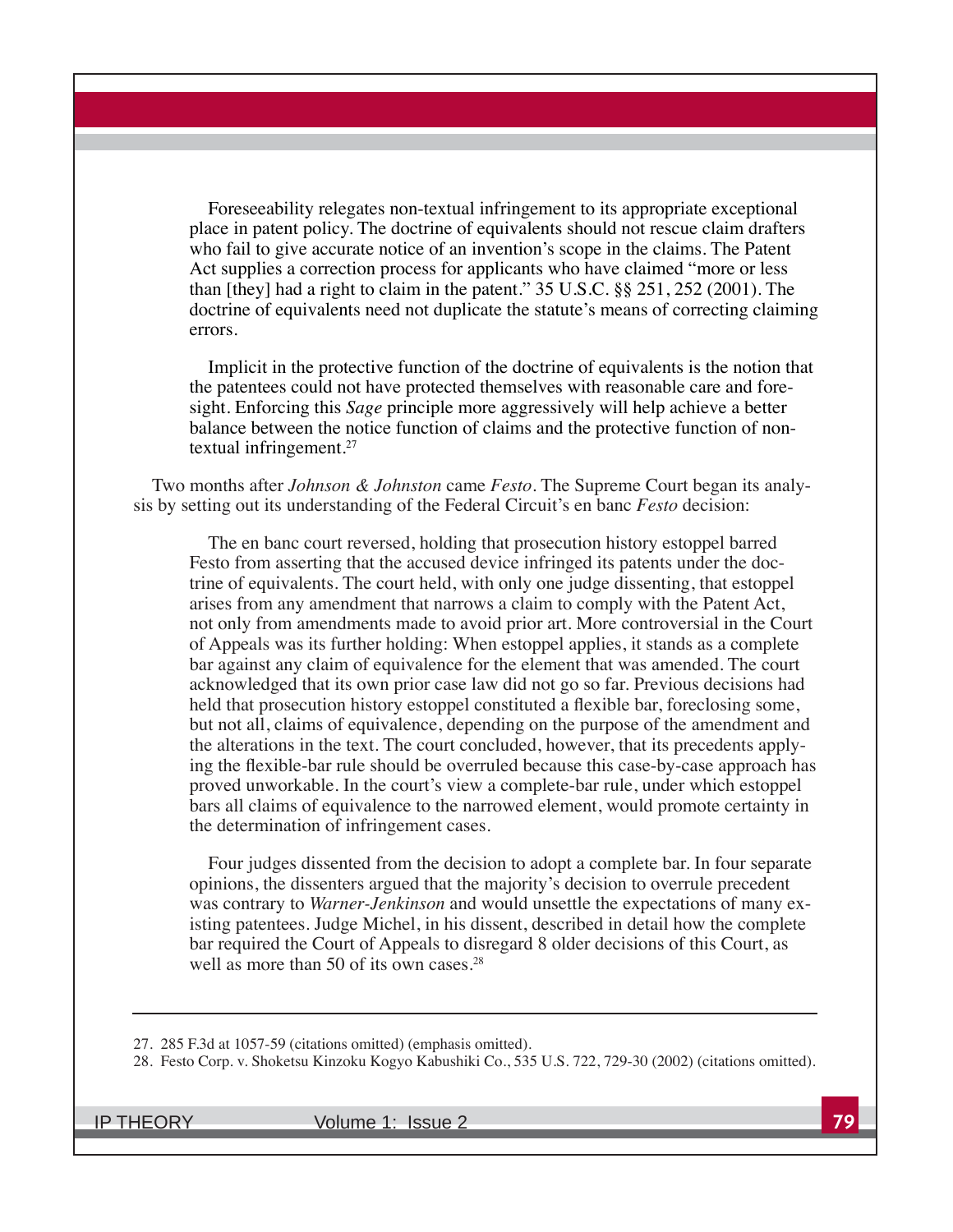> Foreseeability relegates non-textual infringement to its appropriate exceptional place in patent policy. The doctrine of equivalents should not rescue claim drafters who fail to give accurate notice of an invention's scope in the claims. The Patent Act supplies a correction process for applicants who have claimed "more or less than [they] had a right to claim in the patent." 35 U.S.C. §§ 251, 252 (2001). The doctrine of equivalents need not duplicate the statute's means of correcting claiming errors.
>
> Implicit in the protective function of the doctrine of equivalents is the notion that the patentees could not have protected themselves with reasonable care and foresight. Enforcing this *Sage* principle more aggressively will help achieve a better balance between the notice function of claims and the protective function of non-textual infringement.[27]

Two months after *Johnson & Johnston* came *Festo*. The Supreme Court began its analysis by setting out its understanding of the Federal Circuit's en banc *Festo* decision:

> The en banc court reversed, holding that prosecution history estoppel barred Festo from asserting that the accused device infringed its patents under the doctrine of equivalents. The court held, with only one judge dissenting, that estoppel arises from any amendment that narrows a claim to comply with the Patent Act, not only from amendments made to avoid prior art. More controversial in the Court of Appeals was its further holding: When estoppel applies, it stands as a complete bar against any claim of equivalence for the element that was amended. The court acknowledged that its own prior case law did not go so far. Previous decisions had held that prosecution history estoppel constituted a flexible bar, foreclosing some, but not all, claims of equivalence, depending on the purpose of the amendment and the alterations in the text. The court concluded, however, that its precedents applying the flexible-bar rule should be overruled because this case-by-case approach has proved unworkable. In the court's view a complete-bar rule, under which estoppel bars all claims of equivalence to the narrowed element, would promote certainty in the determination of infringement cases.
>
> Four judges dissented from the decision to adopt a complete bar. In four separate opinions, the dissenters argued that the majority's decision to overrule precedent was contrary to *Warner-Jenkinson* and would unsettle the expectations of many existing patentees. Judge Michel, in his dissent, described in detail how the complete bar required the Court of Appeals to disregard 8 older decisions of this Court, as well as more than 50 of its own cases.[28]

---

27. 285 F.3d at 1057-59 (citations omitted) (emphasis omitted).

28. Festo Corp. v. Shoketsu Kinzoku Kogyo Kabushiki Co., 535 U.S. 722, 729-30 (2002) (citations omitted).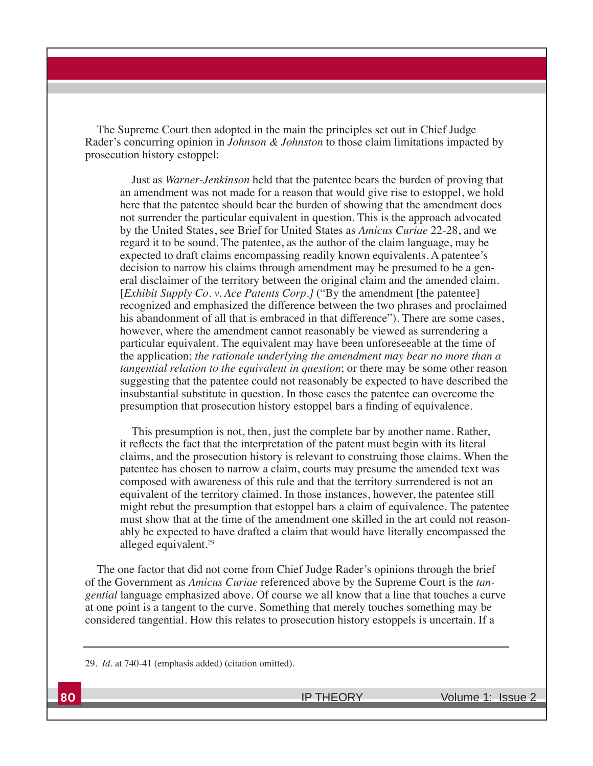The Supreme Court then adopted in the main the principles set out in Chief Judge Rader's concurring opinion in *Johnson & Johnston* to those claim limitations impacted by prosecution history estoppel:

> Just as *Warner-Jenkinson* held that the patentee bears the burden of proving that an amendment was not made for a reason that would give rise to estoppel, we hold here that the patentee should bear the burden of showing that the amendment does not surrender the particular equivalent in question. This is the approach advocated by the United States, see Brief for United States as *Amicus Curiae* 22-28, and we regard it to be sound. The patentee, as the author of the claim language, may be expected to draft claims encompassing readily known equivalents. A patentee's decision to narrow his claims through amendment may be presumed to be a general disclaimer of the territory between the original claim and the amended claim. [*Exhibit Supply Co. v. Ace Patents Corp.]* ("By the amendment [the patentee] recognized and emphasized the difference between the two phrases and proclaimed his abandonment of all that is embraced in that difference"). There are some cases, however, where the amendment cannot reasonably be viewed as surrendering a particular equivalent. The equivalent may have been unforeseeable at the time of the application; *the rationale underlying the amendment may bear no more than a tangential relation to the equivalent in question*; or there may be some other reason suggesting that the patentee could not reasonably be expected to have described the insubstantial substitute in question. In those cases the patentee can overcome the presumption that prosecution history estoppel bars a finding of equivalence.
>
> This presumption is not, then, just the complete bar by another name. Rather, it reflects the fact that the interpretation of the patent must begin with its literal claims, and the prosecution history is relevant to construing those claims. When the patentee has chosen to narrow a claim, courts may presume the amended text was composed with awareness of this rule and that the territory surrendered is not an equivalent of the territory claimed. In those instances, however, the patentee still might rebut the presumption that estoppel bars a claim of equivalence. The patentee must show that at the time of the amendment one skilled in the art could not reasonably be expected to have drafted a claim that would have literally encompassed the alleged equivalent.[29]

The one factor that did not come from Chief Judge Rader's opinions through the brief of the Government as *Amicus Curiae* referenced above by the Supreme Court is the *tangential* language emphasized above. Of course we all know that a line that touches a curve at one point is a tangent to the curve. Something that merely touches something may be considered tangential. How this relates to prosecution history estoppels is uncertain. If a

---

29. *Id.* at 740-41 (emphasis added) (citation omitted).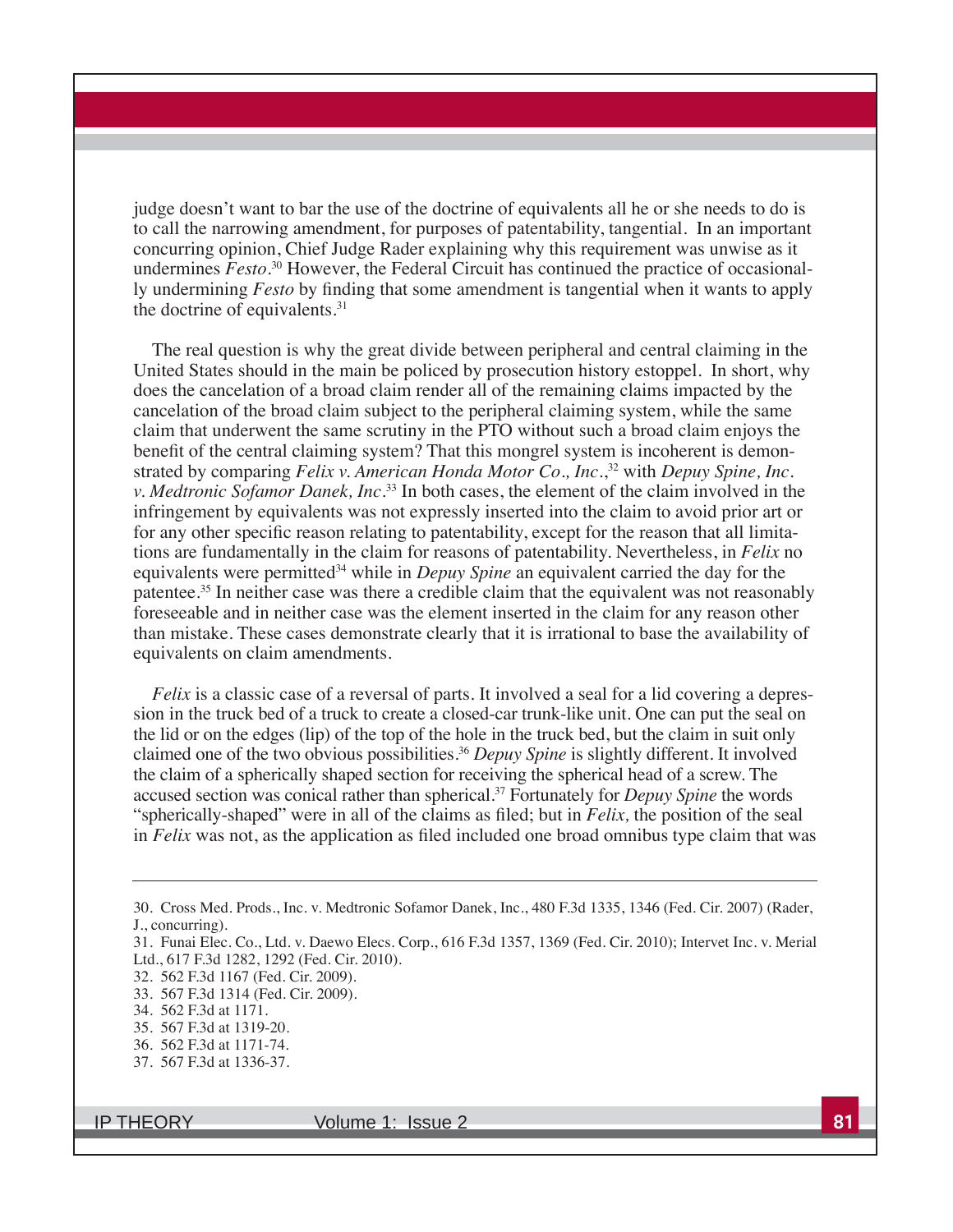judge doesn't want to bar the use of the doctrine of equivalents all he or she needs to do is to call the narrowing amendment, for purposes of patentability, tangential. In an important concurring opinion, Chief Judge Rader explaining why this requirement was unwise as it undermines *Festo*.[30] However, the Federal Circuit has continued the practice of occasionally undermining *Festo* by finding that some amendment is tangential when it wants to apply the doctrine of equivalents.[31]

The real question is why the great divide between peripheral and central claiming in the United States should in the main be policed by prosecution history estoppel. In short, why does the cancelation of a broad claim render all of the remaining claims impacted by the cancelation of the broad claim subject to the peripheral claiming system, while the same claim that underwent the same scrutiny in the PTO without such a broad claim enjoys the benefit of the central claiming system? That this mongrel system is incoherent is demonstrated by comparing *Felix v. American Honda Motor Co., Inc.*,[32] with *Depuy Spine, Inc. v. Medtronic Sofamor Danek, Inc*.[33] In both cases, the element of the claim involved in the infringement by equivalents was not expressly inserted into the claim to avoid prior art or for any other specific reason relating to patentability, except for the reason that all limitations are fundamentally in the claim for reasons of patentability. Nevertheless, in *Felix* no equivalents were permitted[34] while in *Depuy Spine* an equivalent carried the day for the patentee.[35] In neither case was there a credible claim that the equivalent was not reasonably foreseeable and in neither case was the element inserted in the claim for any reason other than mistake. These cases demonstrate clearly that it is irrational to base the availability of equivalents on claim amendments.

*Felix* is a classic case of a reversal of parts. It involved a seal for a lid covering a depression in the truck bed of a truck to create a closed-car trunk-like unit. One can put the seal on the lid or on the edges (lip) of the top of the hole in the truck bed, but the claim in suit only claimed one of the two obvious possibilities.[36] *Depuy Spine* is slightly different. It involved the claim of a spherically shaped section for receiving the spherical head of a screw. The accused section was conical rather than spherical.[37] Fortunately for *Depuy Spine* the words "spherically-shaped" were in all of the claims as filed; but in *Felix,* the position of the seal in *Felix* was not, as the application as filed included one broad omnibus type claim that was

---

30. Cross Med. Prods., Inc. v. Medtronic Sofamor Danek, Inc., 480 F.3d 1335, 1346 (Fed. Cir. 2007) (Rader, J., concurring).

31. Funai Elec. Co., Ltd. v. Daewo Elecs. Corp., 616 F.3d 1357, 1369 (Fed. Cir. 2010); Intervet Inc. v. Merial Ltd., 617 F.3d 1282, 1292 (Fed. Cir. 2010).

32. 562 F.3d 1167 (Fed. Cir. 2009).

33. 567 F.3d 1314 (Fed. Cir. 2009).

34. 562 F.3d at 1171.

35. 567 F.3d at 1319-20.

36. 562 F.3d at 1171-74.

37. 567 F.3d at 1336-37.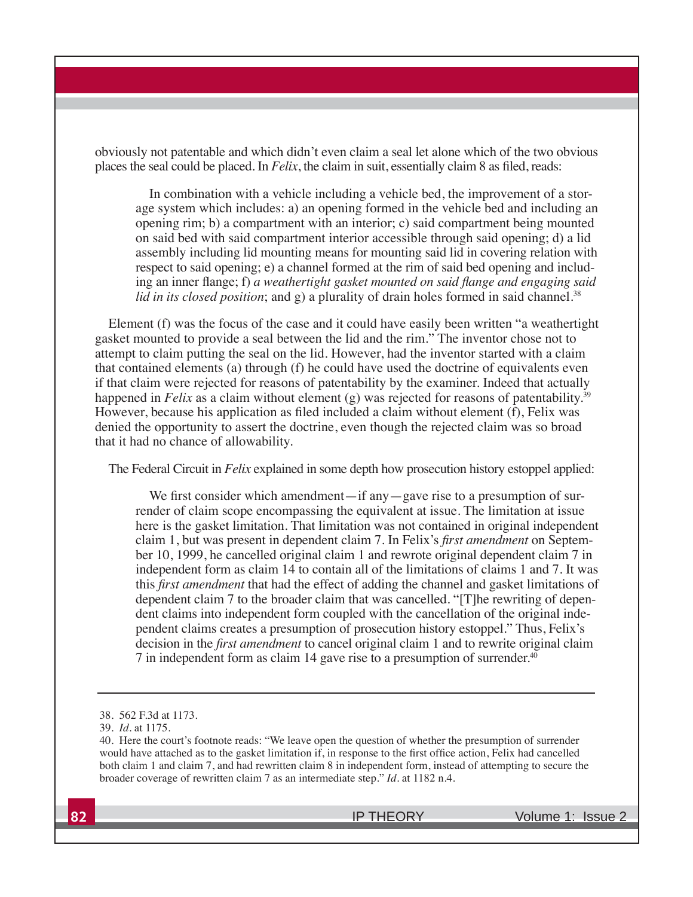obviously not patentable and which didn't even claim a seal let alone which of the two obvious places the seal could be placed. In *Felix*, the claim in suit, essentially claim 8 as filed, reads:

> In combination with a vehicle including a vehicle bed, the improvement of a storage system which includes: a) an opening formed in the vehicle bed and including an opening rim; b) a compartment with an interior; c) said compartment being mounted on said bed with said compartment interior accessible through said opening; d) a lid assembly including lid mounting means for mounting said lid in covering relation with respect to said opening; e) a channel formed at the rim of said bed opening and including an inner flange; f) *a weathertight gasket mounted on said flange and engaging said lid in its closed position*; and g) a plurality of drain holes formed in said channel.[38]

Element (f) was the focus of the case and it could have easily been written "a weathertight gasket mounted to provide a seal between the lid and the rim." The inventor chose not to attempt to claim putting the seal on the lid. However, had the inventor started with a claim that contained elements (a) through (f) he could have used the doctrine of equivalents even if that claim were rejected for reasons of patentability by the examiner. Indeed that actually happened in *Felix* as a claim without element (g) was rejected for reasons of patentability.[39] However, because his application as filed included a claim without element (f), Felix was denied the opportunity to assert the doctrine, even though the rejected claim was so broad that it had no chance of allowability.

The Federal Circuit in *Felix* explained in some depth how prosecution history estoppel applied:

> We first consider which amendment—if any—gave rise to a presumption of surrender of claim scope encompassing the equivalent at issue. The limitation at issue here is the gasket limitation. That limitation was not contained in original independent claim 1, but was present in dependent claim 7. In Felix's *first amendment* on September 10, 1999, he cancelled original claim 1 and rewrote original dependent claim 7 in independent form as claim 14 to contain all of the limitations of claims 1 and 7. It was this *first amendment* that had the effect of adding the channel and gasket limitations of dependent claim 7 to the broader claim that was cancelled. "[T]he rewriting of dependent claims into independent form coupled with the cancellation of the original independent claims creates a presumption of prosecution history estoppel." Thus, Felix's decision in the *first amendment* to cancel original claim 1 and to rewrite original claim 7 in independent form as claim 14 gave rise to a presumption of surrender.[40]

---

38. 562 F.3d at 1173.

39. *Id*. at 1175.

40. Here the court's footnote reads: "We leave open the question of whether the presumption of surrender would have attached as to the gasket limitation if, in response to the first office action, Felix had cancelled both claim 1 and claim 7, and had rewritten claim 8 in independent form, instead of attempting to secure the broader coverage of rewritten claim 7 as an intermediate step." *Id*. at 1182 n.4.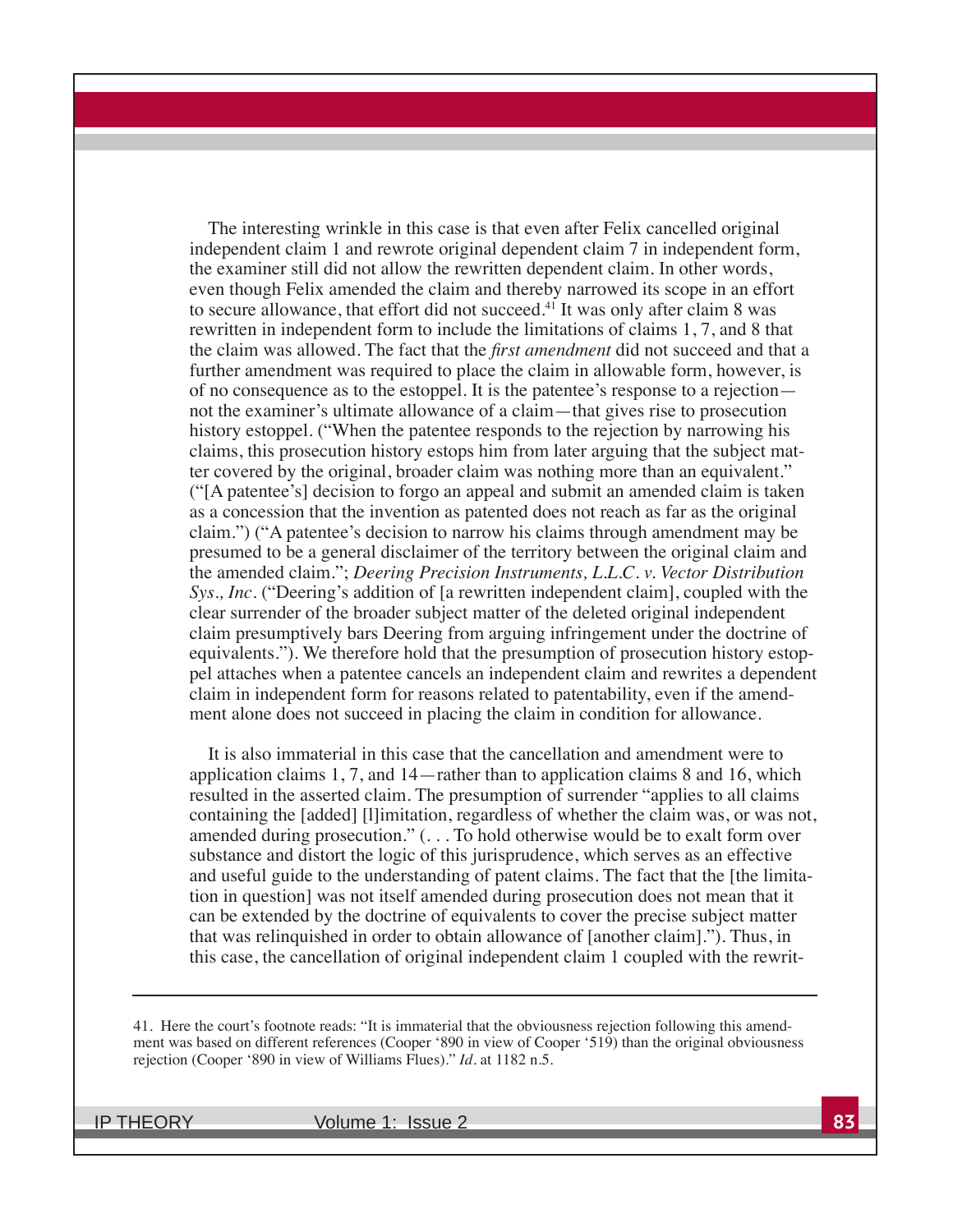The interesting wrinkle in this case is that even after Felix cancelled original independent claim 1 and rewrote original dependent claim 7 in independent form, the examiner still did not allow the rewritten dependent claim. In other words, even though Felix amended the claim and thereby narrowed its scope in an effort to secure allowance, that effort did not succeed.[41] It was only after claim 8 was rewritten in independent form to include the limitations of claims 1, 7, and 8 that the claim was allowed. The fact that the *first amendment* did not succeed and that a further amendment was required to place the claim in allowable form, however, is of no consequence as to the estoppel. It is the patentee's response to a rejection—not the examiner's ultimate allowance of a claim—that gives rise to prosecution history estoppel. ("When the patentee responds to the rejection by narrowing his claims, this prosecution history estops him from later arguing that the subject matter covered by the original, broader claim was nothing more than an equivalent." ("[A patentee's] decision to forgo an appeal and submit an amended claim is taken as a concession that the invention as patented does not reach as far as the original claim.") ("A patentee's decision to narrow his claims through amendment may be presumed to be a general disclaimer of the territory between the original claim and the amended claim."; *Deering Precision Instruments, L.L.C. v. Vector Distribution Sys., Inc.* ("Deering's addition of [a rewritten independent claim], coupled with the clear surrender of the broader subject matter of the deleted original independent claim presumptively bars Deering from arguing infringement under the doctrine of equivalents."). We therefore hold that the presumption of prosecution history estoppel attaches when a patentee cancels an independent claim and rewrites a dependent claim in independent form for reasons related to patentability, even if the amendment alone does not succeed in placing the claim in condition for allowance.

It is also immaterial in this case that the cancellation and amendment were to application claims 1, 7, and 14—rather than to application claims 8 and 16, which resulted in the asserted claim. The presumption of surrender "applies to all claims containing the [added] [l]imitation, regardless of whether the claim was, or was not, amended during prosecution." (. . . To hold otherwise would be to exalt form over substance and distort the logic of this jurisprudence, which serves as an effective and useful guide to the understanding of patent claims. The fact that the [the limitation in question] was not itself amended during prosecution does not mean that it can be extended by the doctrine of equivalents to cover the precise subject matter that was relinquished in order to obtain allowance of [another claim]."). Thus, in this case, the cancellation of original independent claim 1 coupled with the rewrit-

---

41. Here the court's footnote reads: "It is immaterial that the obviousness rejection following this amendment was based on different references (Cooper '890 in view of Cooper '519) than the original obviousness rejection (Cooper '890 in view of Williams Flues)." *Id.* at 1182 n.5.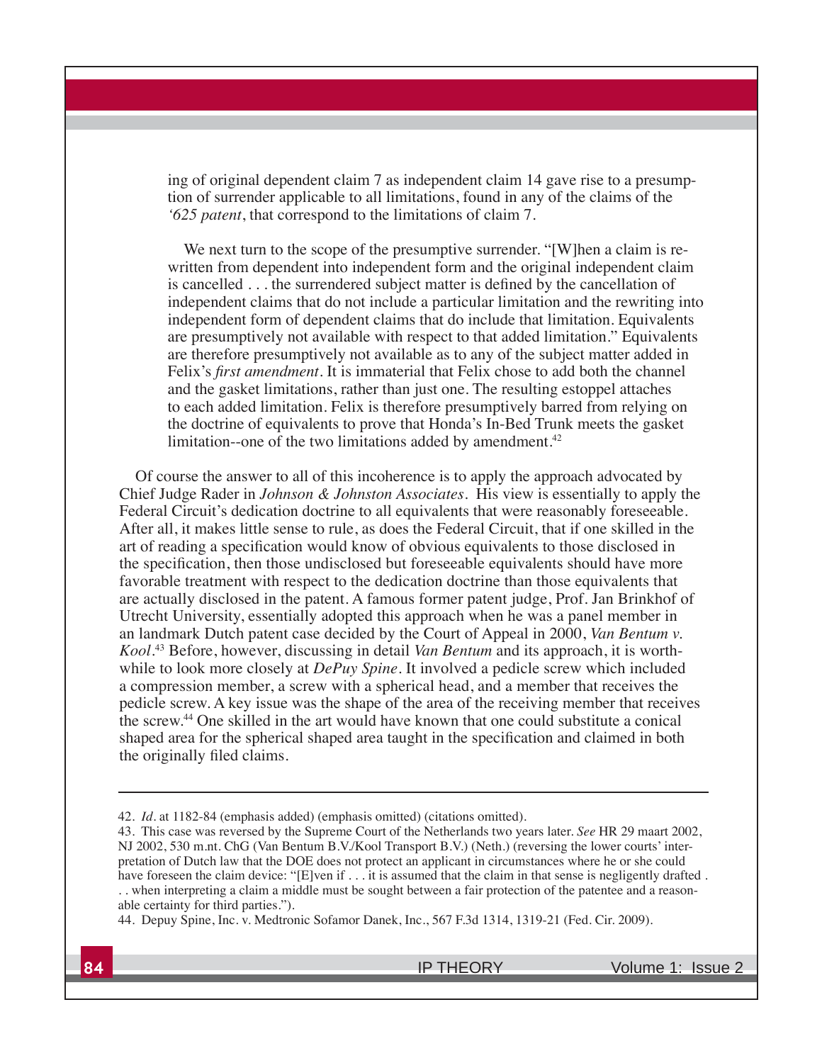> ing of original dependent claim 7 as independent claim 14 gave rise to a presumption of surrender applicable to all limitations, found in any of the claims of the *'625 patent*, that correspond to the limitations of claim 7.
>
> We next turn to the scope of the presumptive surrender. "[W]hen a claim is rewritten from dependent into independent form and the original independent claim is cancelled . . . the surrendered subject matter is defined by the cancellation of independent claims that do not include a particular limitation and the rewriting into independent form of dependent claims that do include that limitation. Equivalents are presumptively not available with respect to that added limitation." Equivalents are therefore presumptively not available as to any of the subject matter added in Felix's *first amendment*. It is immaterial that Felix chose to add both the channel and the gasket limitations, rather than just one. The resulting estoppel attaches to each added limitation. Felix is therefore presumptively barred from relying on the doctrine of equivalents to prove that Honda's In-Bed Trunk meets the gasket limitation--one of the two limitations added by amendment.[42]

Of course the answer to all of this incoherence is to apply the approach advocated by Chief Judge Rader in *Johnson & Johnston Associates*. His view is essentially to apply the Federal Circuit's dedication doctrine to all equivalents that were reasonably foreseeable. After all, it makes little sense to rule, as does the Federal Circuit, that if one skilled in the art of reading a specification would know of obvious equivalents to those disclosed in the specification, then those undisclosed but foreseeable equivalents should have more favorable treatment with respect to the dedication doctrine than those equivalents that are actually disclosed in the patent. A famous former patent judge, Prof. Jan Brinkhof of Utrecht University, essentially adopted this approach when he was a panel member in an landmark Dutch patent case decided by the Court of Appeal in 2000, *Van Bentum v. Kool*.[43] Before, however, discussing in detail *Van Bentum* and its approach, it is worthwhile to look more closely at *DePuy Spine*. It involved a pedicle screw which included a compression member, a screw with a spherical head, and a member that receives the pedicle screw. A key issue was the shape of the area of the receiving member that receives the screw.[44] One skilled in the art would have known that one could substitute a conical shaped area for the spherical shaped area taught in the specification and claimed in both the originally filed claims.

---

42. *Id*. at 1182-84 (emphasis added) (emphasis omitted) (citations omitted).

43. This case was reversed by the Supreme Court of the Netherlands two years later. *See* HR 29 maart 2002, NJ 2002, 530 m.nt. ChG (Van Bentum B.V./Kool Transport B.V.) (Neth.) (reversing the lower courts' interpretation of Dutch law that the DOE does not protect an applicant in circumstances where he or she could have foreseen the claim device: "[E]ven if . . . it is assumed that the claim in that sense is negligently drafted . . . when interpreting a claim a middle must be sought between a fair protection of the patentee and a reasonable certainty for third parties.").

44. Depuy Spine, Inc. v. Medtronic Sofamor Danek, Inc., 567 F.3d 1314, 1319-21 (Fed. Cir. 2009).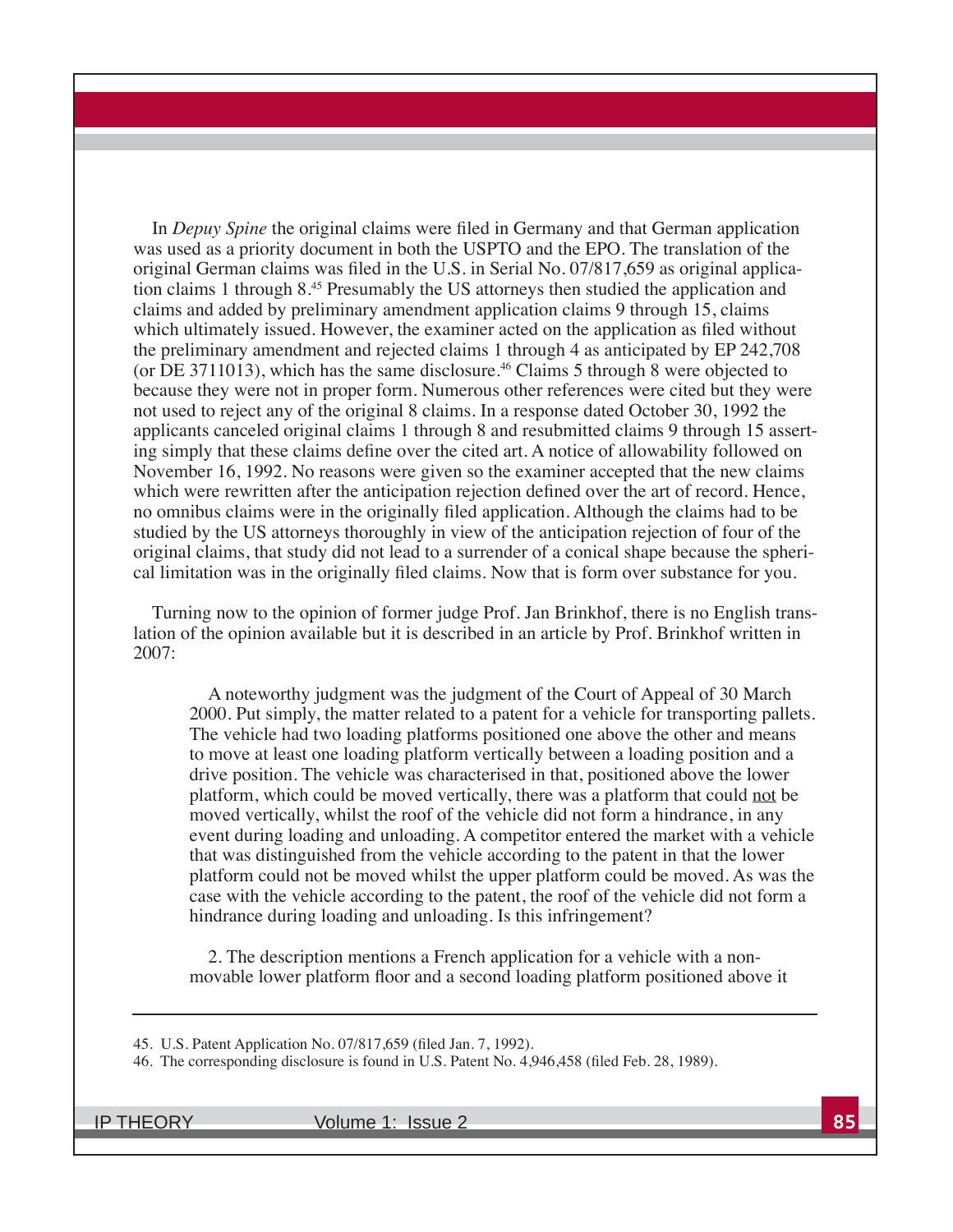In *Depuy Spine* the original claims were filed in Germany and that German application was used as a priority document in both the USPTO and the EPO. The translation of the original German claims was filed in the U.S. in Serial No. 07/817,659 as original application claims 1 through 8.[45] Presumably the US attorneys then studied the application and claims and added by preliminary amendment application claims 9 through 15, claims which ultimately issued. However, the examiner acted on the application as filed without the preliminary amendment and rejected claims 1 through 4 as anticipated by EP 242,708 (or DE 3711013), which has the same disclosure.[46] Claims 5 through 8 were objected to because they were not in proper form. Numerous other references were cited but they were not used to reject any of the original 8 claims. In a response dated October 30, 1992 the applicants canceled original claims 1 through 8 and resubmitted claims 9 through 15 asserting simply that these claims define over the cited art. A notice of allowability followed on November 16, 1992. No reasons were given so the examiner accepted that the new claims which were rewritten after the anticipation rejection defined over the art of record. Hence, no omnibus claims were in the originally filed application. Although the claims had to be studied by the US attorneys thoroughly in view of the anticipation rejection of four of the original claims, that study did not lead to a surrender of a conical shape because the spherical limitation was in the originally filed claims. Now that is form over substance for you.

Turning now to the opinion of former judge Prof. Jan Brinkhof, there is no English translation of the opinion available but it is described in an article by Prof. Brinkhof written in 2007:

> A noteworthy judgment was the judgment of the Court of Appeal of 30 March 2000. Put simply, the matter related to a patent for a vehicle for transporting pallets. The vehicle had two loading platforms positioned one above the other and means to move at least one loading platform vertically between a loading position and a drive position. The vehicle was characterised in that, positioned above the lower platform, which could be moved vertically, there was a platform that could <u>not</u> be moved vertically, whilst the roof of the vehicle did not form a hindrance, in any event during loading and unloading. A competitor entered the market with a vehicle that was distinguished from the vehicle according to the patent in that the lower platform could not be moved whilst the upper platform could be moved. As was the case with the vehicle according to the patent, the roof of the vehicle did not form a hindrance during loading and unloading. Is this infringement?
>
> 2. The description mentions a French application for a vehicle with a non-movable lower platform floor and a second loading platform positioned above it

45. U.S. Patent Application No. 07/817,659 (filed Jan. 7, 1992).

46. The corresponding disclosure is found in U.S. Patent No. 4,946,458 (filed Feb. 28, 1989).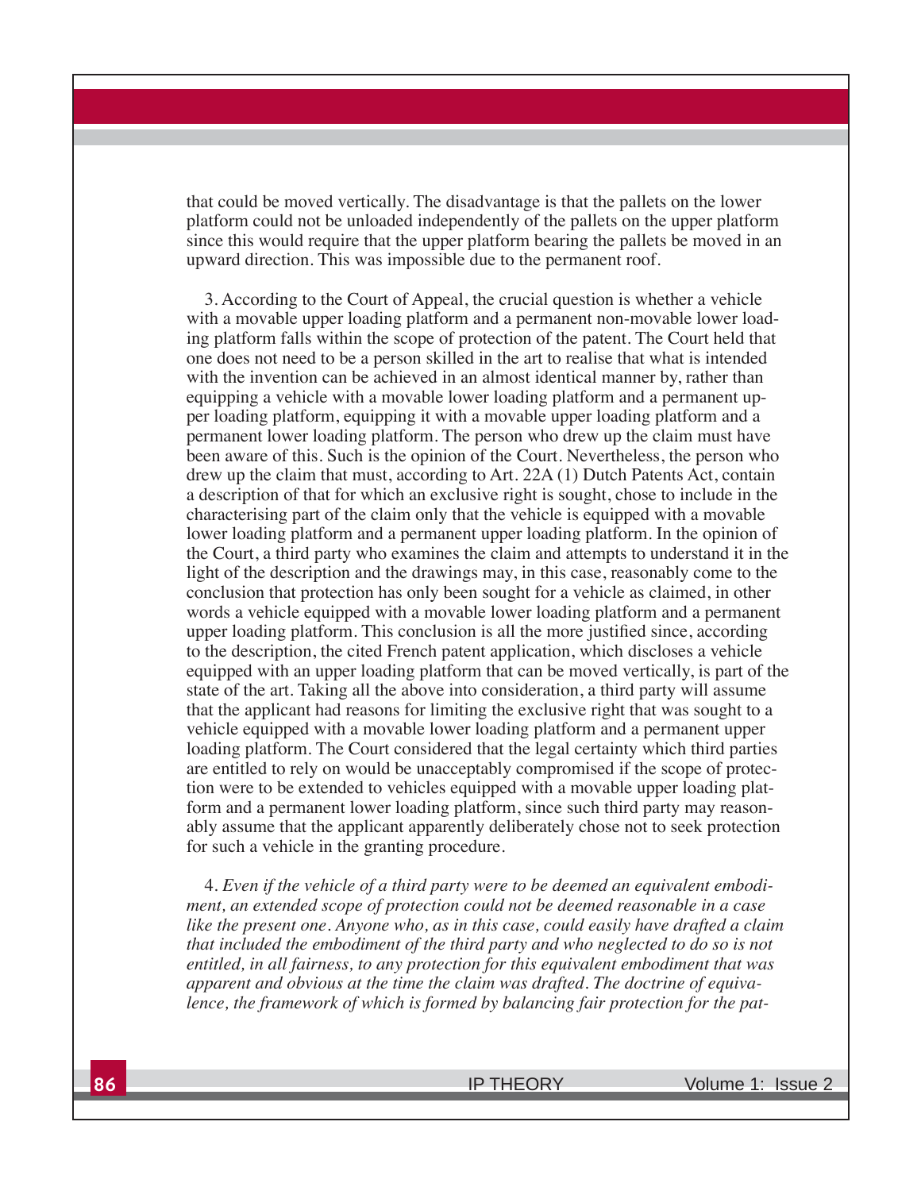that could be moved vertically. The disadvantage is that the pallets on the lower platform could not be unloaded independently of the pallets on the upper platform since this would require that the upper platform bearing the pallets be moved in an upward direction. This was impossible due to the permanent roof.

3. According to the Court of Appeal, the crucial question is whether a vehicle with a movable upper loading platform and a permanent non-movable lower loading platform falls within the scope of protection of the patent. The Court held that one does not need to be a person skilled in the art to realise that what is intended with the invention can be achieved in an almost identical manner by, rather than equipping a vehicle with a movable lower loading platform and a permanent upper loading platform, equipping it with a movable upper loading platform and a permanent lower loading platform. The person who drew up the claim must have been aware of this. Such is the opinion of the Court. Nevertheless, the person who drew up the claim that must, according to Art. 22A (1) Dutch Patents Act, contain a description of that for which an exclusive right is sought, chose to include in the characterising part of the claim only that the vehicle is equipped with a movable lower loading platform and a permanent upper loading platform. In the opinion of the Court, a third party who examines the claim and attempts to understand it in the light of the description and the drawings may, in this case, reasonably come to the conclusion that protection has only been sought for a vehicle as claimed, in other words a vehicle equipped with a movable lower loading platform and a permanent upper loading platform. This conclusion is all the more justified since, according to the description, the cited French patent application, which discloses a vehicle equipped with an upper loading platform that can be moved vertically, is part of the state of the art. Taking all the above into consideration, a third party will assume that the applicant had reasons for limiting the exclusive right that was sought to a vehicle equipped with a movable lower loading platform and a permanent upper loading platform. The Court considered that the legal certainty which third parties are entitled to rely on would be unacceptably compromised if the scope of protection were to be extended to vehicles equipped with a movable upper loading platform and a permanent lower loading platform, since such third party may reasonably assume that the applicant apparently deliberately chose not to seek protection for such a vehicle in the granting procedure.

4. *Even if the vehicle of a third party were to be deemed an equivalent embodiment, an extended scope of protection could not be deemed reasonable in a case like the present one. Anyone who, as in this case, could easily have drafted a claim that included the embodiment of the third party and who neglected to do so is not entitled, in all fairness, to any protection for this equivalent embodiment that was apparent and obvious at the time the claim was drafted. The doctrine of equivalence, the framework of which is formed by balancing fair protection for the pat-*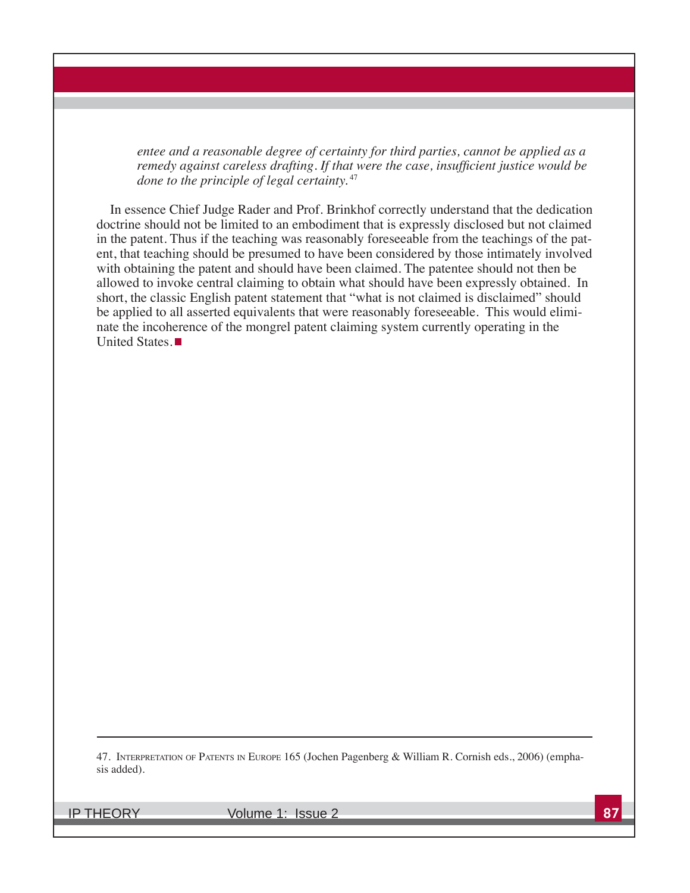*entee and a reasonable degree of certainty for third parties, cannot be applied as a remedy against careless drafting. If that were the case, insufficient justice would be done to the principle of legal certainty.*[47]

In essence Chief Judge Rader and Prof. Brinkhof correctly understand that the dedication doctrine should not be limited to an embodiment that is expressly disclosed but not claimed in the patent. Thus if the teaching was reasonably foreseeable from the teachings of the patent, that teaching should be presumed to have been considered by those intimately involved with obtaining the patent and should have been claimed. The patentee should not then be allowed to invoke central claiming to obtain what should have been expressly obtained. In short, the classic English patent statement that "what is not claimed is disclaimed" should be applied to all asserted equivalents that were reasonably foreseeable. This would eliminate the incoherence of the mongrel patent claiming system currently operating in the United States. ■

---

47. Interpretation of Patents in Europe 165 (Jochen Pagenberg & William R. Cornish eds., 2006) (emphasis added).